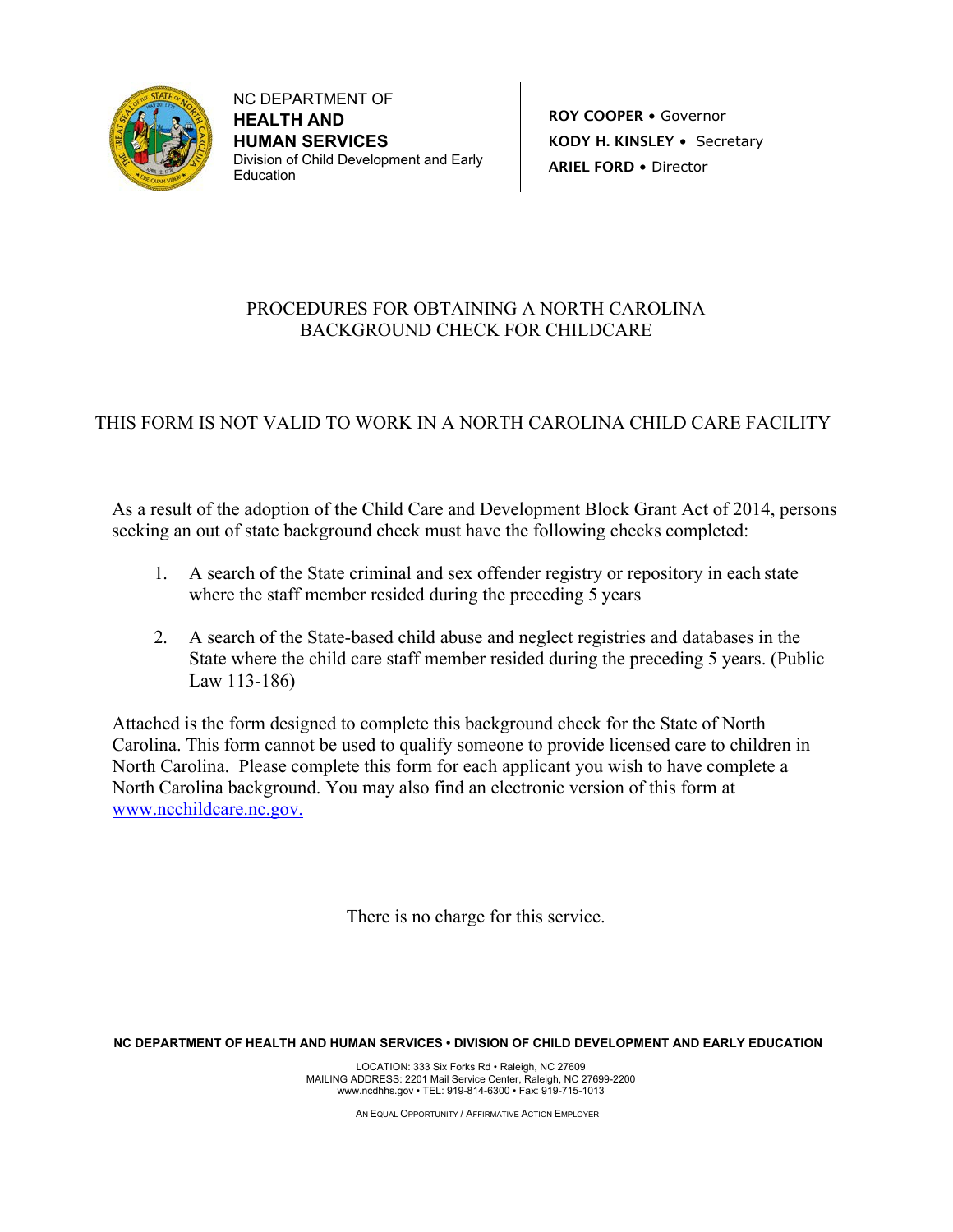NC DEPARTMENT OF
**HEALTH AND HUMAN SERVICES**
Division of Child Development and Early Education

**ROY COOPER** • Governor
**KODY H. KINSLEY** • Secretary
**ARIEL FORD** • Director

# PROCEDURES FOR OBTAINING A NORTH CAROLINA BACKGROUND CHECK FOR CHILDCARE

## THIS FORM IS NOT VALID TO WORK IN A NORTH CAROLINA CHILD CARE FACILITY

As a result of the adoption of the Child Care and Development Block Grant Act of 2014, persons seeking an out of state background check must have the following checks completed:

1. A search of the State criminal and sex offender registry or repository in each state where the staff member resided during the preceding 5 years

2. A search of the State-based child abuse and neglect registries and databases in the State where the child care staff member resided during the preceding 5 years. (Public Law 113-186)

Attached is the form designed to complete this background check for the State of North Carolina. This form cannot be used to qualify someone to provide licensed care to children in North Carolina. Please complete this form for each applicant you wish to have complete a North Carolina background. You may also find an electronic version of this form at [www.ncchildcare.nc.gov.](www.ncchildcare.nc.gov)

There is no charge for this service.

**NC DEPARTMENT OF HEALTH AND HUMAN SERVICES • DIVISION OF CHILD DEVELOPMENT AND EARLY EDUCATION**

LOCATION: 333 Six Forks Rd • Raleigh, NC 27609
MAILING ADDRESS: 2201 Mail Service Center, Raleigh, NC 27699-2200
www.ncdhhs.gov • TEL: 919-814-6300 • Fax: 919-715-1013

AN EQUAL OPPORTUNITY / AFFIRMATIVE ACTION EMPLOYER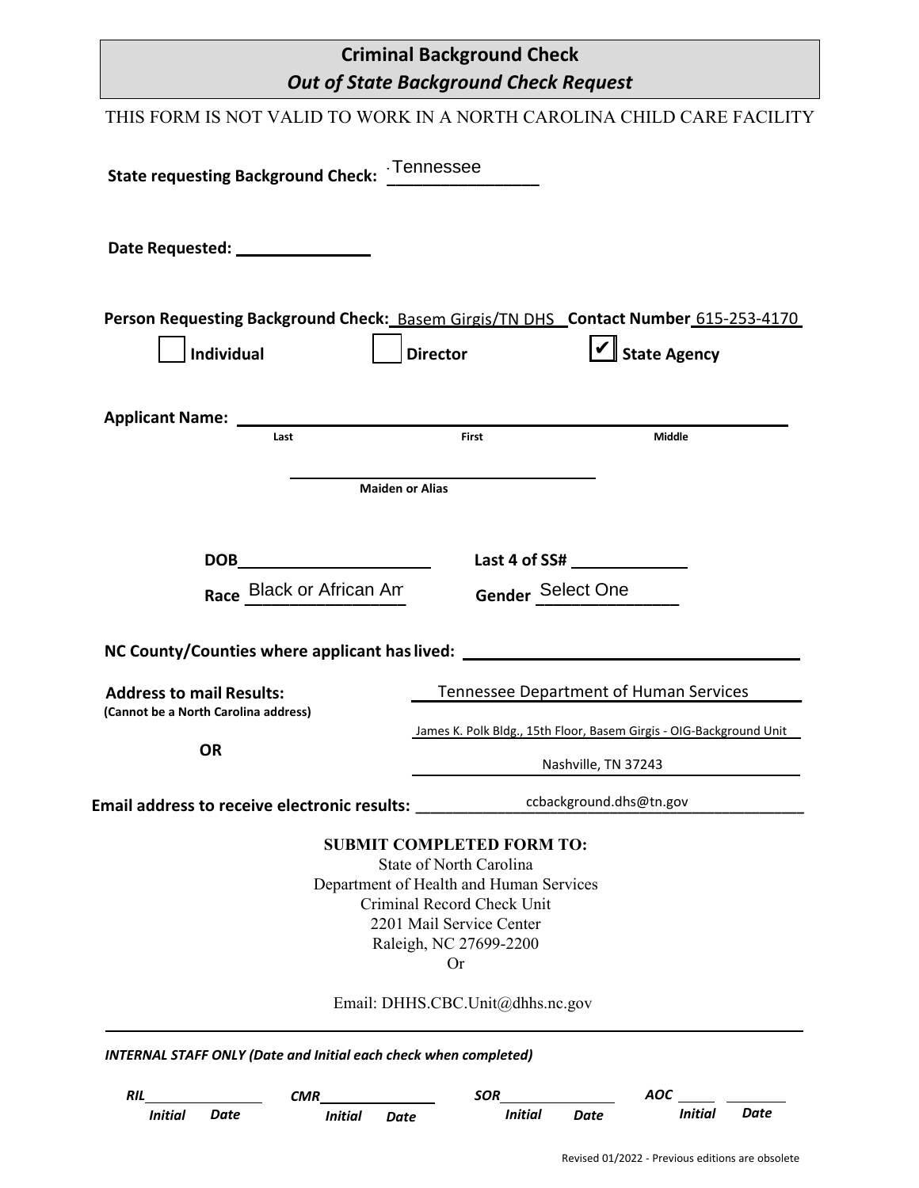# Criminal Background Check
## *Out of State Background Check Request*

THIS FORM IS NOT VALID TO WORK IN A NORTH CAROLINA CHILD CARE FACILITY

**State requesting Background Check:** Tennessee

**Date Requested:** ________________

**Person Requesting Background Check:** Basem Girgis/TN DHS **Contact Number** 615-253-4170

☐ **Individual** ☐ **Director** ☑ **State Agency**

**Applicant Name:** ______________________________________________

Last First Middle

______________________________

Maiden or Alias

**DOB** ______________________ **Last 4 of SS#** ______________

**Race** Black or African Am **Gender** Select One

**NC County/Counties where applicant has lived:** ______________________________

**Address to mail Results:**
**(Cannot be a North Carolina address)**

**OR**

Tennessee Department of Human Services
James K. Polk Bldg., 15th Floor, Basem Girgis - OIG-Background Unit
Nashville, TN 37243

**Email address to receive electronic results:** ccbackground.dhs@tn.gov

**SUBMIT COMPLETED FORM TO:**
State of North Carolina
Department of Health and Human Services
Criminal Record Check Unit
2201 Mail Service Center
Raleigh, NC 27699-2200
Or

Email: DHHS.CBC.Unit@dhhs.nc.gov

***INTERNAL STAFF ONLY (Date and Initial each check when completed)***

***RIL*** ______________ ***CMR*** ______________ ***SOR*** ______________ ***AOC*** ______________

*Initial Date* *Initial Date* *Initial Date* *Initial Date*

Revised 01/2022 - Previous editions are obsolete